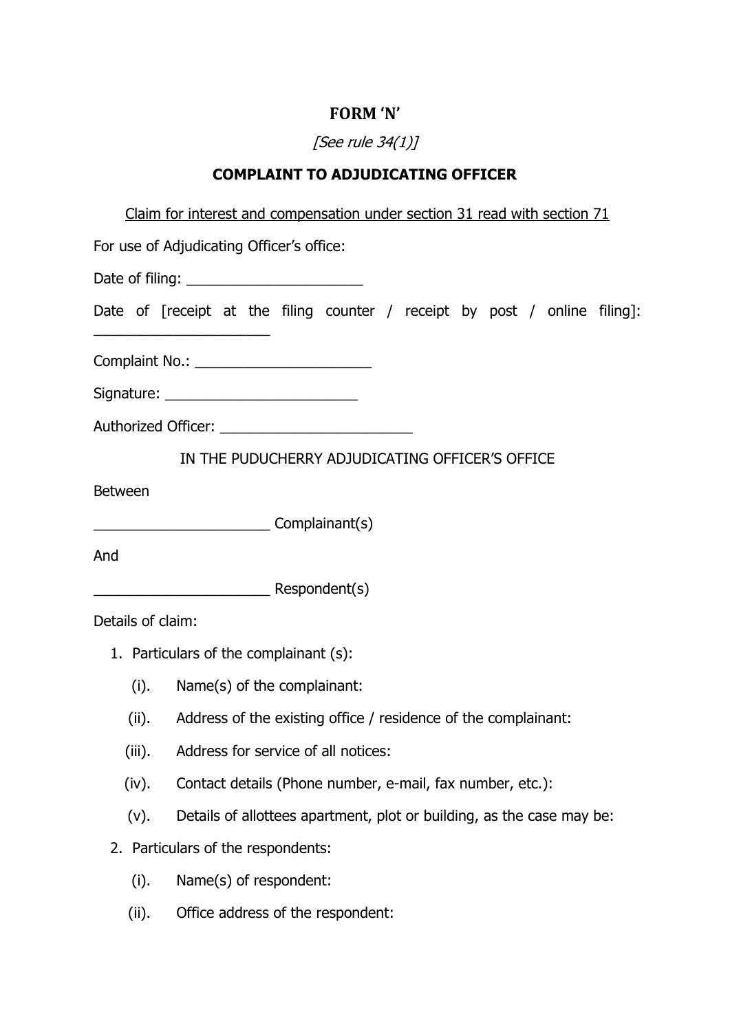# FORM 'N'

*[See rule 34(1)]*

## COMPLAINT TO ADJUDICATING OFFICER

<u>Claim for interest and compensation under section 31 read with section 71</u>

For use of Adjudicating Officer's office:

Date of filing: ______________________

Date of [receipt at the filing counter / receipt by post / online filing]: ______________________

Complaint No.: ______________________

Signature: ________________________

Authorized Officer: ________________________

IN THE PUDUCHERRY ADJUDICATING OFFICER'S OFFICE

Between

______________________ Complainant(s)

And

______________________ Respondent(s)

Details of claim:

1. Particulars of the complainant (s):
   - (i). Name(s) of the complainant:
   - (ii). Address of the existing office / residence of the complainant:
   - (iii). Address for service of all notices:
   - (iv). Contact details (Phone number, e-mail, fax number, etc.):
   - (v). Details of allottees apartment, plot or building, as the case may be:
2. Particulars of the respondents:
   - (i). Name(s) of respondent:
   - (ii). Office address of the respondent: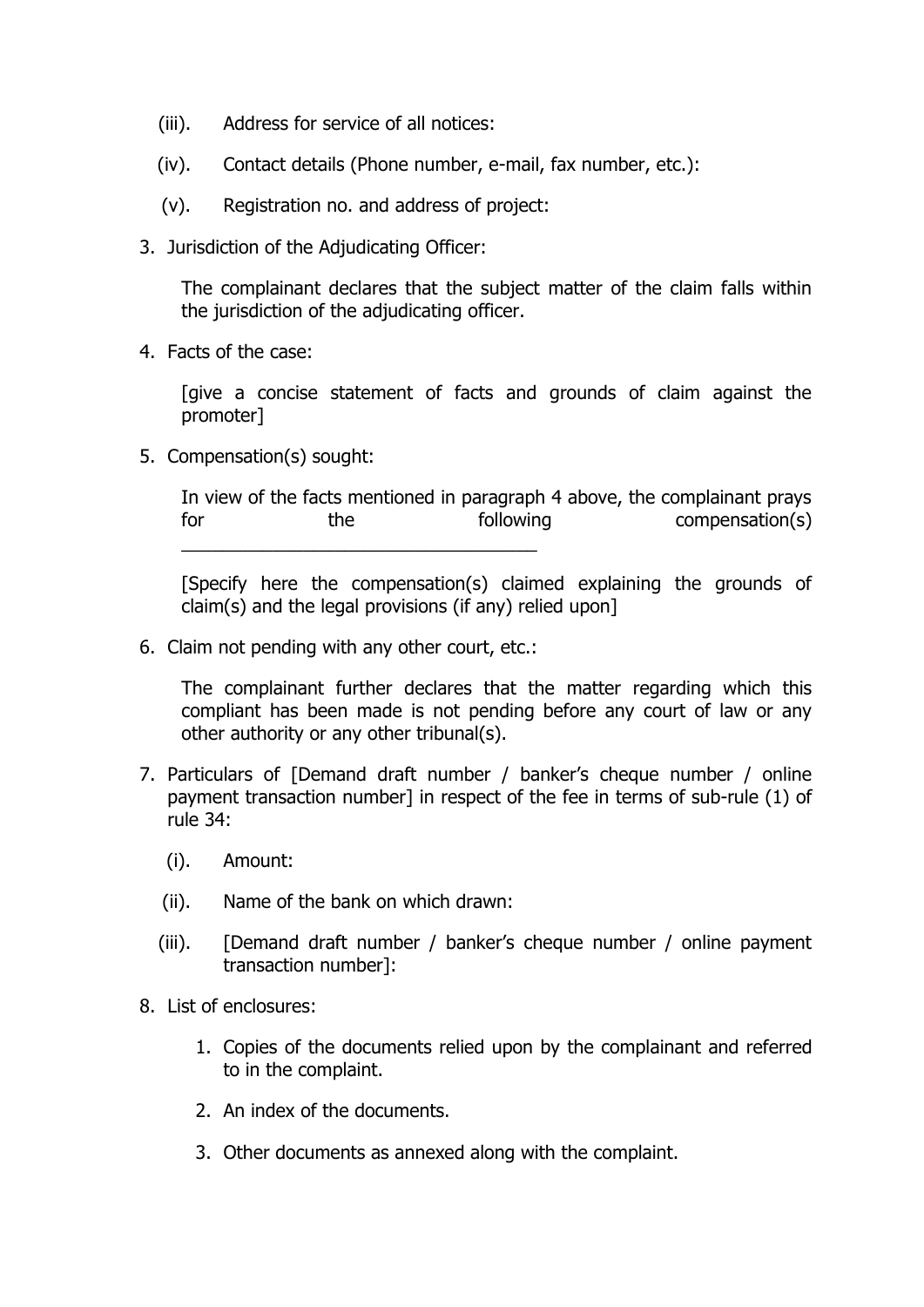(iii). Address for service of all notices:

(iv). Contact details (Phone number, e-mail, fax number, etc.):

(v). Registration no. and address of project:

3. Jurisdiction of the Adjudicating Officer:

   The complainant declares that the subject matter of the claim falls within the jurisdiction of the adjudicating officer.

4. Facts of the case:

   [give a concise statement of facts and grounds of claim against the promoter]

5. Compensation(s) sought:

   In view of the facts mentioned in paragraph 4 above, the complainant prays for the following compensation(s) ___________________________________

   [Specify here the compensation(s) claimed explaining the grounds of claim(s) and the legal provisions (if any) relied upon]

6. Claim not pending with any other court, etc.:

   The complainant further declares that the matter regarding which this compliant has been made is not pending before any court of law or any other authority or any other tribunal(s).

7. Particulars of [Demand draft number / banker's cheque number / online payment transaction number] in respect of the fee in terms of sub-rule (1) of rule 34:

   (i). Amount:

   (ii). Name of the bank on which drawn:

   (iii). [Demand draft number / banker's cheque number / online payment transaction number]:

8. List of enclosures:

   1. Copies of the documents relied upon by the complainant and referred to in the complaint.

   2. An index of the documents.

   3. Other documents as annexed along with the complaint.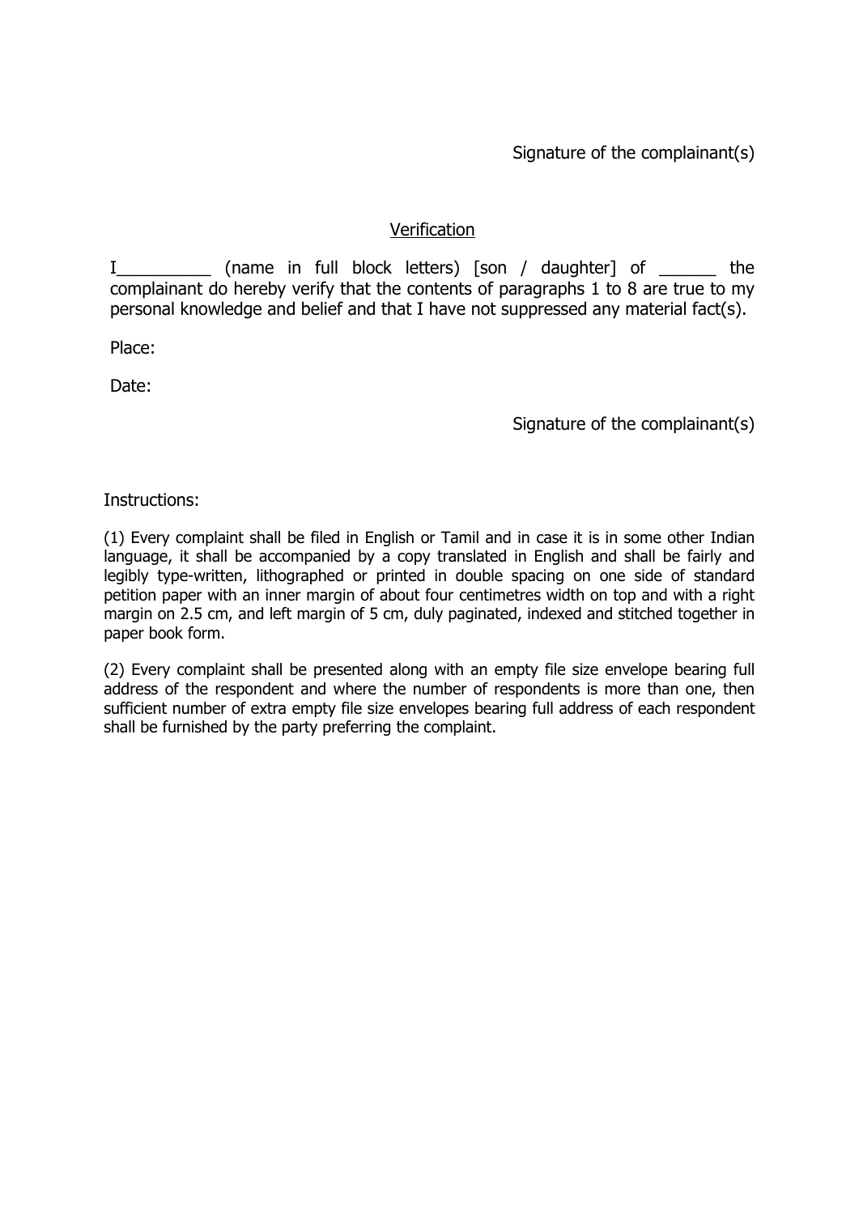Signature of the complainant(s)

## Verification

I__________ (name in full block letters) [son / daughter] of ______ the complainant do hereby verify that the contents of paragraphs 1 to 8 are true to my personal knowledge and belief and that I have not suppressed any material fact(s).

Place:

Date:

Signature of the complainant(s)

Instructions:

(1) Every complaint shall be filed in English or Tamil and in case it is in some other Indian language, it shall be accompanied by a copy translated in English and shall be fairly and legibly type-written, lithographed or printed in double spacing on one side of standard petition paper with an inner margin of about four centimetres width on top and with a right margin on 2.5 cm, and left margin of 5 cm, duly paginated, indexed and stitched together in paper book form.

(2) Every complaint shall be presented along with an empty file size envelope bearing full address of the respondent and where the number of respondents is more than one, then sufficient number of extra empty file size envelopes bearing full address of each respondent shall be furnished by the party preferring the complaint.